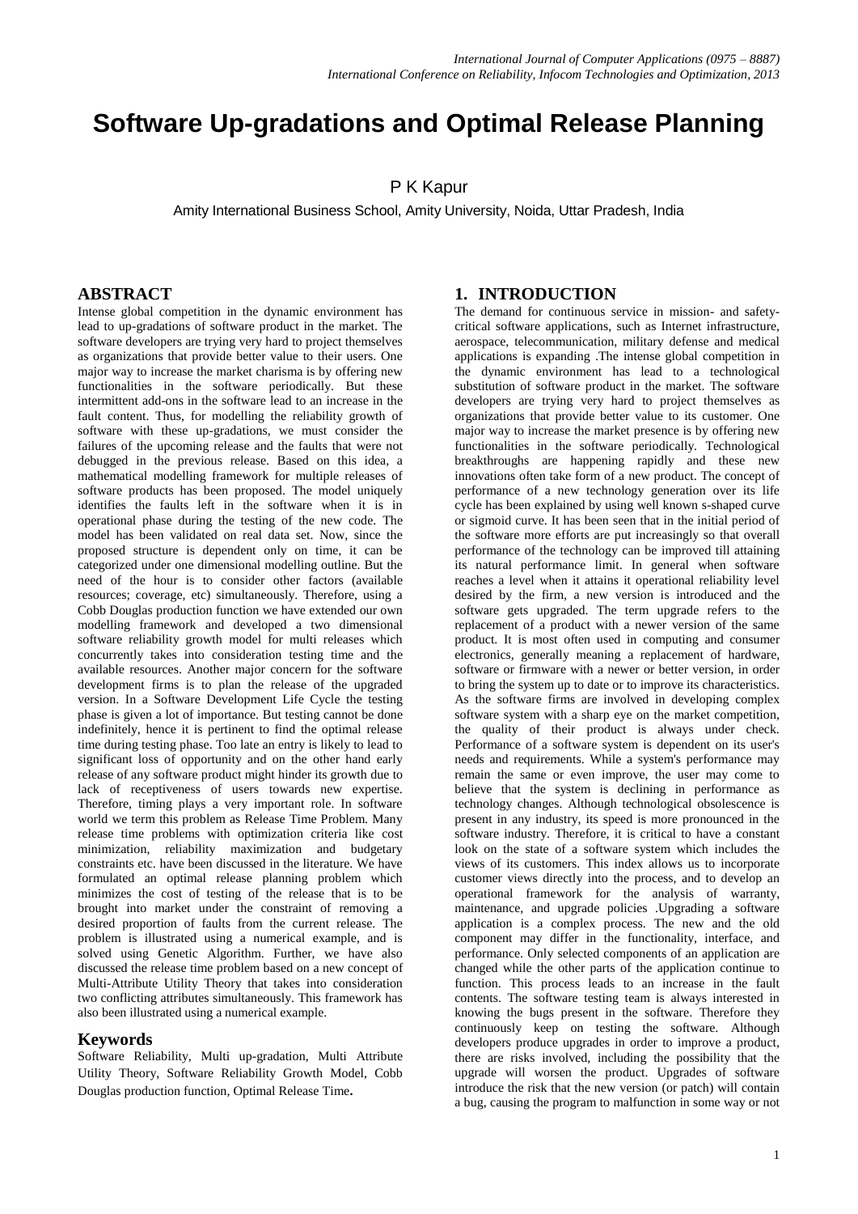# Software Up-gradations and Optimal Release Planning

P K Kapur

Amity International Business School, Amity University, Noida, Uttar Pradesh, India

## ABSTRACT

Intense global competition in the dynamic environment has lead to up-gradations of software product in the market. The software developers are trying very hard to project themselves as organizations that provide better value to their users. One major way to increase the market charisma is by offering new functionalities in the software periodically. But these intermittent add-ons in the software lead to an increase in the fault content. Thus, for modelling the reliability growth of software with these up-gradations, we must consider the failures of the upcoming release and the faults that were not debugged in the previous release. Based on this idea, a mathematical modelling framework for multiple releases of software products has been proposed. The model uniquely identifies the faults left in the software when it is in operational phase during the testing of the new code. The model has been validated on real data set. Now, since the proposed structure is dependent only on time, it can be categorized under one dimensional modelling outline. But the need of the hour is to consider other factors (available resources; coverage, etc) simultaneously. Therefore, using a Cobb Douglas production function we have extended our own modelling framework and developed a two dimensional software reliability growth model for multi releases which concurrently takes into consideration testing time and the available resources. Another major concern for the software development firms is to plan the release of the upgraded version. In a Software Development Life Cycle the testing phase is given a lot of importance. But testing cannot be done indefinitely, hence it is pertinent to find the optimal release time during testing phase. Too late an entry is likely to lead to significant loss of opportunity and on the other hand early release of any software product might hinder its growth due to lack of receptiveness of users towards new expertise. Therefore, timing plays a very important role. In software world we term this problem as Release Time Problem. Many release time problems with optimization criteria like cost minimization, reliability maximization and budgetary constraints etc. have been discussed in the literature. We have formulated an optimal release planning problem which minimizes the cost of testing of the release that is to be brought into market under the constraint of removing a desired proportion of faults from the current release. The problem is illustrated using a numerical example, and is solved using Genetic Algorithm. Further, we have also discussed the release time problem based on a new concept of Multi-Attribute Utility Theory that takes into consideration two conflicting attributes simultaneously. This framework has also been illustrated using a numerical example.

### Keywords

Software Reliability, Multi up-gradation, Multi Attribute Utility Theory, Software Reliability Growth Model, Cobb Douglas production function, Optimal Release Time.

## 1. INTRODUCTION

The demand for continuous service in mission- and safety-critical software applications, such as Internet infrastructure, aerospace, telecommunication, military defense and medical applications is expanding .The intense global competition in the dynamic environment has lead to a technological substitution of software product in the market. The software developers are trying very hard to project themselves as organizations that provide better value to their customer. One major way to increase the market presence is by offering new functionalities in the software periodically. Technological breakthroughs are happening rapidly and these new innovations often take form of a new product. The concept of performance of a new technology generation over its life cycle has been explained by using well known s-shaped curve or sigmoid curve. It has been seen that in the initial period of the software more efforts are put increasingly so that overall performance of the technology can be improved till attaining its natural performance limit. In general when software reaches a level when it attains it operational reliability level desired by the firm, a new version is introduced and the software gets upgraded. The term upgrade refers to the replacement of a product with a newer version of the same product. It is most often used in computing and consumer electronics, generally meaning a replacement of hardware, software or firmware with a newer or better version, in order to bring the system up to date or to improve its characteristics. As the software firms are involved in developing complex software system with a sharp eye on the market competition, the quality of their product is always under check. Performance of a software system is dependent on its user's needs and requirements. While a system's performance may remain the same or even improve, the user may come to believe that the system is declining in performance as technology changes. Although technological obsolescence is present in any industry, its speed is more pronounced in the software industry. Therefore, it is critical to have a constant look on the state of a software system which includes the views of its customers. This index allows us to incorporate customer views directly into the process, and to develop an operational framework for the analysis of warranty, maintenance, and upgrade policies .Upgrading a software application is a complex process. The new and the old component may differ in the functionality, interface, and performance. Only selected components of an application are changed while the other parts of the application continue to function. This process leads to an increase in the fault contents. The software testing team is always interested in knowing the bugs present in the software. Therefore they continuously keep on testing the software. Although developers produce upgrades in order to improve a product, there are risks involved, including the possibility that the upgrade will worsen the product. Upgrades of software introduce the risk that the new version (or patch) will contain a bug, causing the program to malfunction in some way or not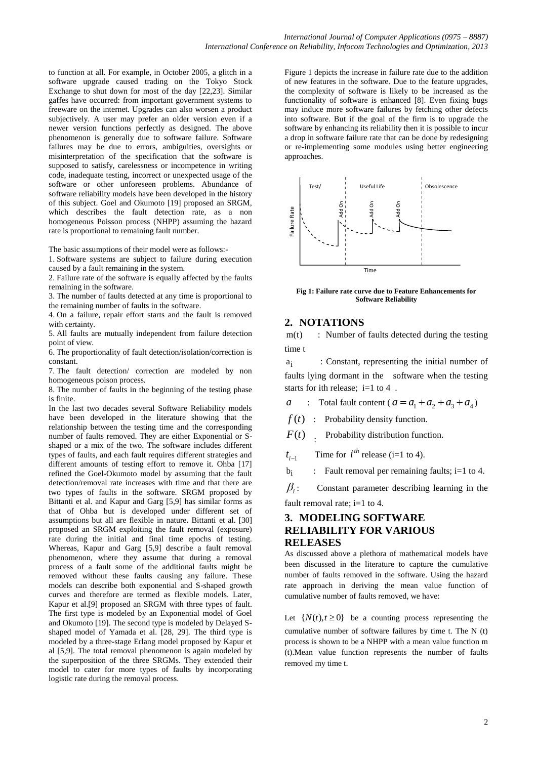to function at all. For example, in October 2005, a glitch in a software upgrade caused trading on the Tokyo Stock Exchange to shut down for most of the day [22,23]. Similar gaffes have occurred: from important government systems to freeware on the internet. Upgrades can also worsen a product subjectively. A user may prefer an older version even if a newer version functions perfectly as designed. The above phenomenon is generally due to software failure. Software failures may be due to errors, ambiguities, oversights or misinterpretation of the specification that the software is supposed to satisfy, carelessness or incompetence in writing code, inadequate testing, incorrect or unexpected usage of the software or other unforeseen problems. Abundance of software reliability models have been developed in the history of this subject. Goel and Okumoto [19] proposed an SRGM, which describes the fault detection rate, as a non homogeneous Poisson process (NHPP) assuming the hazard rate is proportional to remaining fault number.

The basic assumptions of their model were as follows:-

1. Software systems are subject to failure during execution caused by a fault remaining in the system.
2. Failure rate of the software is equally affected by the faults remaining in the software.
3. The number of faults detected at any time is proportional to the remaining number of faults in the software.
4. On a failure, repair effort starts and the fault is removed with certainty.
5. All faults are mutually independent from failure detection point of view.
6. The proportionality of fault detection/isolation/correction is constant.
7. The fault detection/ correction are modeled by non homogeneous poison process.
8. The number of faults in the beginning of the testing phase is finite.

In the last two decades several Software Reliability models have been developed in the literature showing that the relationship between the testing time and the corresponding number of faults removed. They are either Exponential or S-shaped or a mix of the two. The software includes different types of faults, and each fault requires different strategies and different amounts of testing effort to remove it. Ohba [17] refined the Goel-Okumoto model by assuming that the fault detection/removal rate increases with time and that there are two types of faults in the software. SRGM proposed by Bittanti et al. and Kapur and Garg [5,9] has similar forms as that of Ohba but is developed under different set of assumptions but all are flexible in nature. Bittanti et al. [30] proposed an SRGM exploiting the fault removal (exposure) rate during the initial and final time epochs of testing. Whereas, Kapur and Garg [5,9] describe a fault removal phenomenon, where they assume that during a removal process of a fault some of the additional faults might be removed without these faults causing any failure. These models can describe both exponential and S-shaped growth curves and therefore are termed as flexible models. Later, Kapur et al.[9] proposed an SRGM with three types of fault. The first type is modeled by an Exponential model of Goel and Okumoto [19]. The second type is modeled by Delayed S-shaped model of Yamada et al. [28, 29]. The third type is modeled by a three-stage Erlang model proposed by Kapur et al [5,9]. The total removal phenomenon is again modeled by the superposition of the three SRGMs. They extended their model to cater for more types of faults by incorporating logistic rate during the removal process.

Figure 1 depicts the increase in failure rate due to the addition of new features in the software. Due to the feature upgrades, the complexity of software is likely to be increased as the functionality of software is enhanced [8]. Even fixing bugs may induce more software failures by fetching other defects into software. But if the goal of the firm is to upgrade the software by enhancing its reliability then it is possible to incur a drop in software failure rate that can be done by redesigning or re-implementing some modules using better engineering approaches.

Test/
Useful Life
Obsolescence
Add On
Add On
Add On
Failure Rate
Time

**Fig 1: Failure rate curve due to Feature Enhancements for Software Reliability**

## 2. NOTATIONS

m(t) : Number of faults detected during the testing time t

$a_i$ : Constant, representing the initial number of faults lying dormant in the software when the testing starts for ith release; i=1 to 4 .

$a$ : Total fault content ( $a = a_1 + a_2 + a_3 + a_4$ )

$f(t)$ : Probability density function.

$F(t)$ : Probability distribution function.

$t_{i-1}$ Time for $i^{th}$ release (i=1 to 4).

$b_i$ : Fault removal per remaining faults; i=1 to 4.

$\beta_i$ : Constant parameter describing learning in the fault removal rate; i=1 to 4.

## 3. MODELING SOFTWARE RELIABILITY FOR VARIOUS RELEASES

As discussed above a plethora of mathematical models have been discussed in the literature to capture the cumulative number of faults removed in the software. Using the hazard rate approach in deriving the mean value function of cumulative number of faults removed, we have:

Let $\{N(t), t \geq 0\}$ be a counting process representing the cumulative number of software failures by time t. The N (t) process is shown to be a NHPP with a mean value function m (t).Mean value function represents the number of faults removed my time t.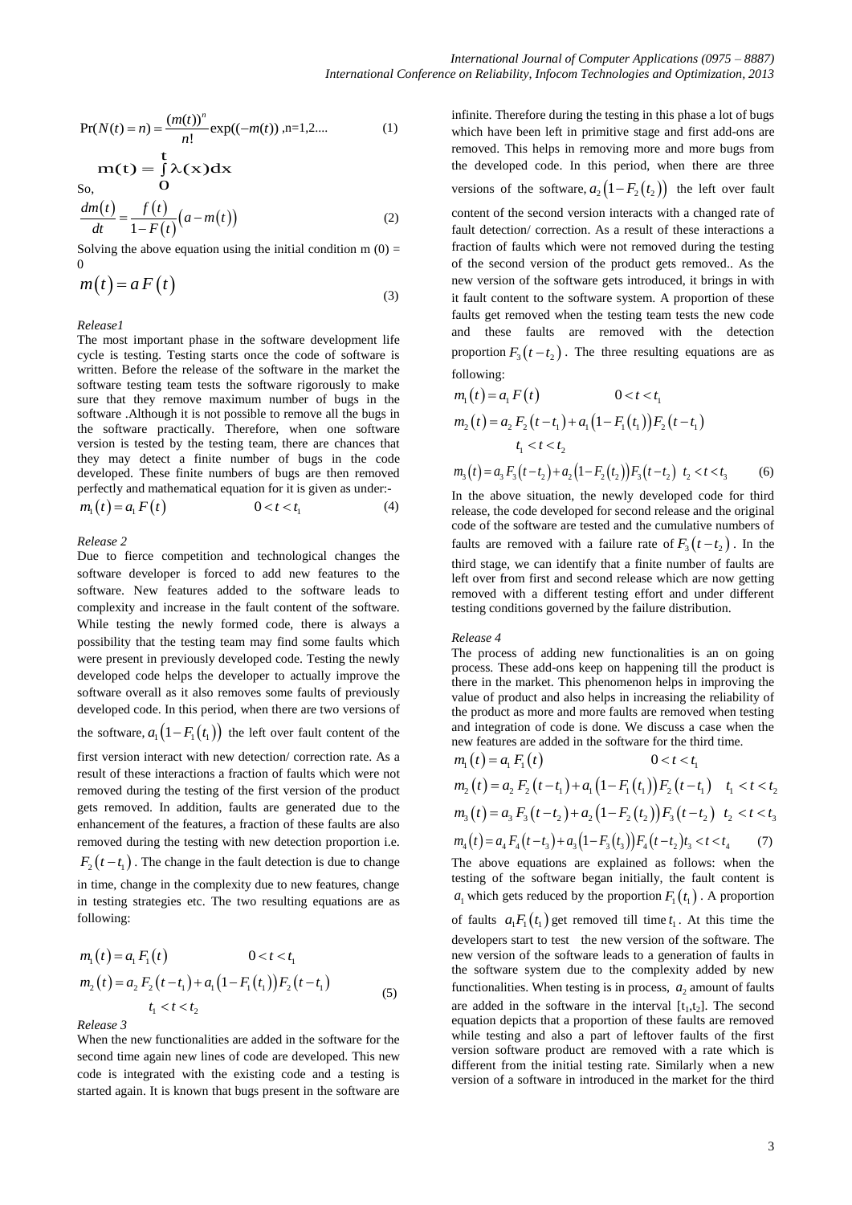$$\Pr(N(t)=n)=\frac{(m(t))^n}{n!}\exp((-m(t)),\text{n=1,2....} \quad (1)$$

$$m(t)=\int_0^t \lambda(x)dx$$

So,

$$\frac{dm(t)}{dt}=\frac{f(t)}{1-F(t)}\left(a-m(t)\right) \quad (2)$$

Solving the above equation using the initial condition m (0) = 0

$$m(t)=aF(t) \quad (3)$$

*Release1*

The most important phase in the software development life cycle is testing. Testing starts once the code of software is written. Before the release of the software in the market the software testing team tests the software rigorously to make sure that they remove maximum number of bugs in the software .Although it is not possible to remove all the bugs in the software practically. Therefore, when one software version is tested by the testing team, there are chances that they may detect a finite number of bugs in the code developed. These finite numbers of bugs are then removed perfectly and mathematical equation for it is given as under:-

$$m_1(t)=a_1F(t) \qquad 0<t<t_1 \quad (4)$$

*Release 2*

Due to fierce competition and technological changes the software developer is forced to add new features to the software. New features added to the software leads to complexity and increase in the fault content of the software. While testing the newly formed code, there is always a possibility that the testing team may find some faults which were present in previously developed code. Testing the newly developed code helps the developer to actually improve the software overall as it also removes some faults of previously developed code. In this period, when there are two versions of the software, $a_1\left(1-F_1(t_1)\right)$ the left over fault content of the first version interact with new detection/ correction rate. As a result of these interactions a fraction of faults which were not removed during the testing of the first version of the product gets removed. In addition, faults are generated due to the enhancement of the features, a fraction of these faults are also removed during the testing with new detection proportion i.e. $F_2(t-t_1)$. The change in the fault detection is due to change in time, change in the complexity due to new features, change in testing strategies etc. The two resulting equations are as following:

$$\begin{aligned} &m_1(t)=a_1F_1(t) \qquad 0<t<t_1 \\ &m_2(t)=a_2F_2(t-t_1)+a_1\left(1-F_1(t_1)\right)F_2(t-t_1) \\ &\qquad t_1<t<t_2 \end{aligned} \quad (5)$$

*Release 3*

When the new functionalities are added in the software for the second time again new lines of code are developed. This new code is integrated with the existing code and a testing is started again. It is known that bugs present in the software are infinite. Therefore during the testing in this phase a lot of bugs which have been left in primitive stage and first add-ons are removed. This helps in removing more and more bugs from the developed code. In this period, when there are three versions of the software, $a_2\left(1-F_2(t_2)\right)$ the left over fault content of the second version interacts with a changed rate of fault detection/ correction. As a result of these interactions a fraction of faults which were not removed during the testing of the second version of the product gets removed.. As the new version of the software gets introduced, it brings in with it fault content to the software system. A proportion of these faults get removed when the testing team tests the new code and these faults are removed with the detection proportion $F_3(t-t_2)$. The three resulting equations are as following:

$$\begin{aligned} &m_1(t)=a_1F(t) \qquad 0<t<t_1 \\ &m_2(t)=a_2F_2(t-t_1)+a_1\left(1-F_1(t_1)\right)F_2(t-t_1) \\ &\qquad t_1<t<t_2 \\ &m_3(t)=a_3F_3(t-t_2)+a_2\left(1-F_2(t_2)\right)F_3(t-t_2) \quad t_2<t<t_3 \end{aligned} \quad (6)$$

In the above situation, the newly developed code for third release, the code developed for second release and the original code of the software are tested and the cumulative numbers of faults are removed with a failure rate of $F_3(t-t_2)$. In the third stage, we can identify that a finite number of faults are left over from first and second release which are now getting removed with a different testing effort and under different testing conditions governed by the failure distribution.

*Release 4*

The process of adding new functionalities is an on going process. These add-ons keep on happening till the product is there in the market. This phenomenon helps in improving the value of product and also helps in increasing the reliability of the product as more and more faults are removed when testing and integration of code is done. We discuss a case when the new features are added in the software for the third time.

$$\begin{aligned} &m_1(t)=a_1F_1(t) \qquad 0<t<t_1 \\ &m_2(t)=a_2F_2(t-t_1)+a_1\left(1-F_1(t_1)\right)F_2(t-t_1) \quad t_1<t<t_2 \\ &m_3(t)=a_3F_3(t-t_2)+a_2\left(1-F_2(t_2)\right)F_3(t-t_2) \quad t_2<t<t_3 \\ &m_4(t)=a_4F_4(t-t_3)+a_3\left(1-F_3(t_3)\right)F_4(t-t_2)t_3<t<t_4 \end{aligned} \quad (7)$$

The above equations are explained as follows: when the testing of the software began initially, the fault content is $a_1$ which gets reduced by the proportion $F_1(t_1)$. A proportion of faults $a_1F_1(t_1)$ get removed till time $t_1$. At this time the developers start to test the new version of the software. The new version of the software leads to a generation of faults in the software system due to the complexity added by new functionalities. When testing is in process, $a_2$ amount of faults are added in the software in the interval $[t_1,t_2]$. The second equation depicts that a proportion of these faults are removed while testing and also a part of leftover faults of the first version software product are removed with a rate which is different from the initial testing rate. Similarly when a new version of a software in introduced in the market for the third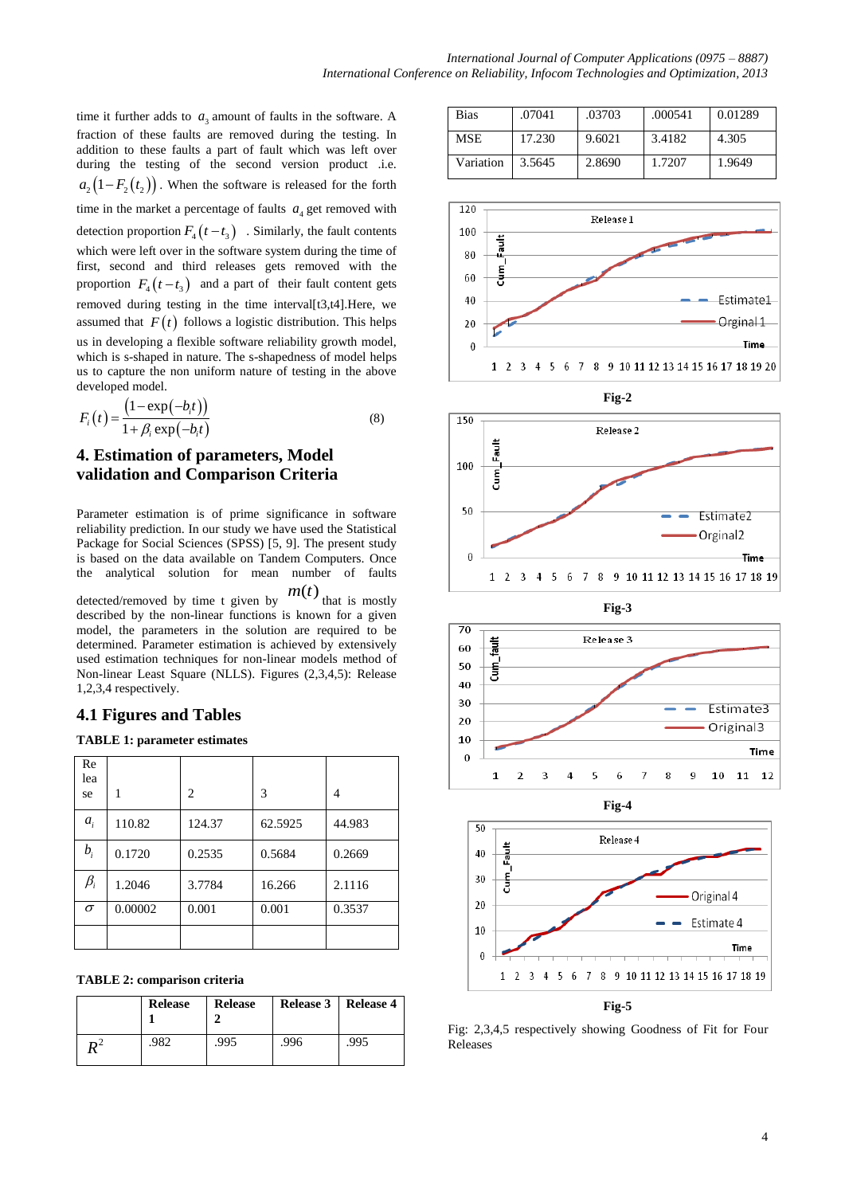time it further adds to $a_3$ amount of faults in the software. A fraction of these faults are removed during the testing. In addition to these faults a part of fault which was left over during the testing of the second version product .i.e. $a_2(1-F_2(t_2))$. When the software is released for the forth time in the market a percentage of faults $a_4$ get removed with detection proportion $F_4(t-t_3)$ . Similarly, the fault contents which were left over in the software system during the time of first, second and third releases gets removed with the proportion $F_4(t-t_3)$ and a part of their fault content gets removed during testing in the time interval[t3,t4].Here, we assumed that $F(t)$ follows a logistic distribution. This helps us in developing a flexible software reliability growth model, which is s-shaped in nature. The s-shapedness of model helps us to capture the non uniform nature of testing in the above developed model.

$$F_i(t) = \frac{(1-\exp(-b_i t))}{1+\beta_i \exp(-b_i t)} \tag{8}$$

## 4. Estimation of parameters, Model validation and Comparison Criteria

Parameter estimation is of prime significance in software reliability prediction. In our study we have used the Statistical Package for Social Sciences (SPSS) [5, 9]. The present study is based on the data available on Tandem Computers. Once the analytical solution for mean number of faults detected/removed by time t given by $m(t)$ that is mostly described by the non-linear functions is known for a given model, the parameters in the solution are required to be determined. Parameter estimation is achieved by extensively used estimation techniques for non-linear models method of Non-linear Least Square (NLLS). Figures (2,3,4,5): Release 1,2,3,4 respectively.

## 4.1 Figures and Tables

**TABLE 1: parameter estimates**

| Release | 1 | 2 | 3 | 4 |
|---|---|---|---|---|
| $a_i$ | 110.82 | 124.37 | 62.5925 | 44.983 |
| $b_i$ | 0.1720 | 0.2535 | 0.5684 | 0.2669 |
| $\beta_i$ | 1.2046 | 3.7784 | 16.266 | 2.1116 |
| $\sigma$ | 0.00002 | 0.001 | 0.001 | 0.3537 |
| | | | | |

**TABLE 2: comparison criteria**

| | **Release 1** | **Release 2** | **Release 3** | **Release 4** |
|---|---|---|---|---|
| $R^2$ | .982 | .995 | .996 | .995 |
| Bias | .07041 | .03703 | .000541 | 0.01289 |
| MSE | 17.230 | 9.6021 | 3.4182 | 4.305 |
| Variation | 3.5645 | 2.8690 | 1.7207 | 1.9649 |

Release 1
Cum_Fault
Estimate1
Orginal 1
Time

**Fig-2**

Release 2
Cum_Fault
Estimate2
Orginal2
Time

**Fig-3**

Release 3
Cum_fault
Estimate3
Original3
Time

**Fig-4**

Release 4
Cum_Fault
Original 4
Estimate 4
Time

**Fig-5**

Fig: 2,3,4,5 respectively showing Goodness of Fit for Four Releases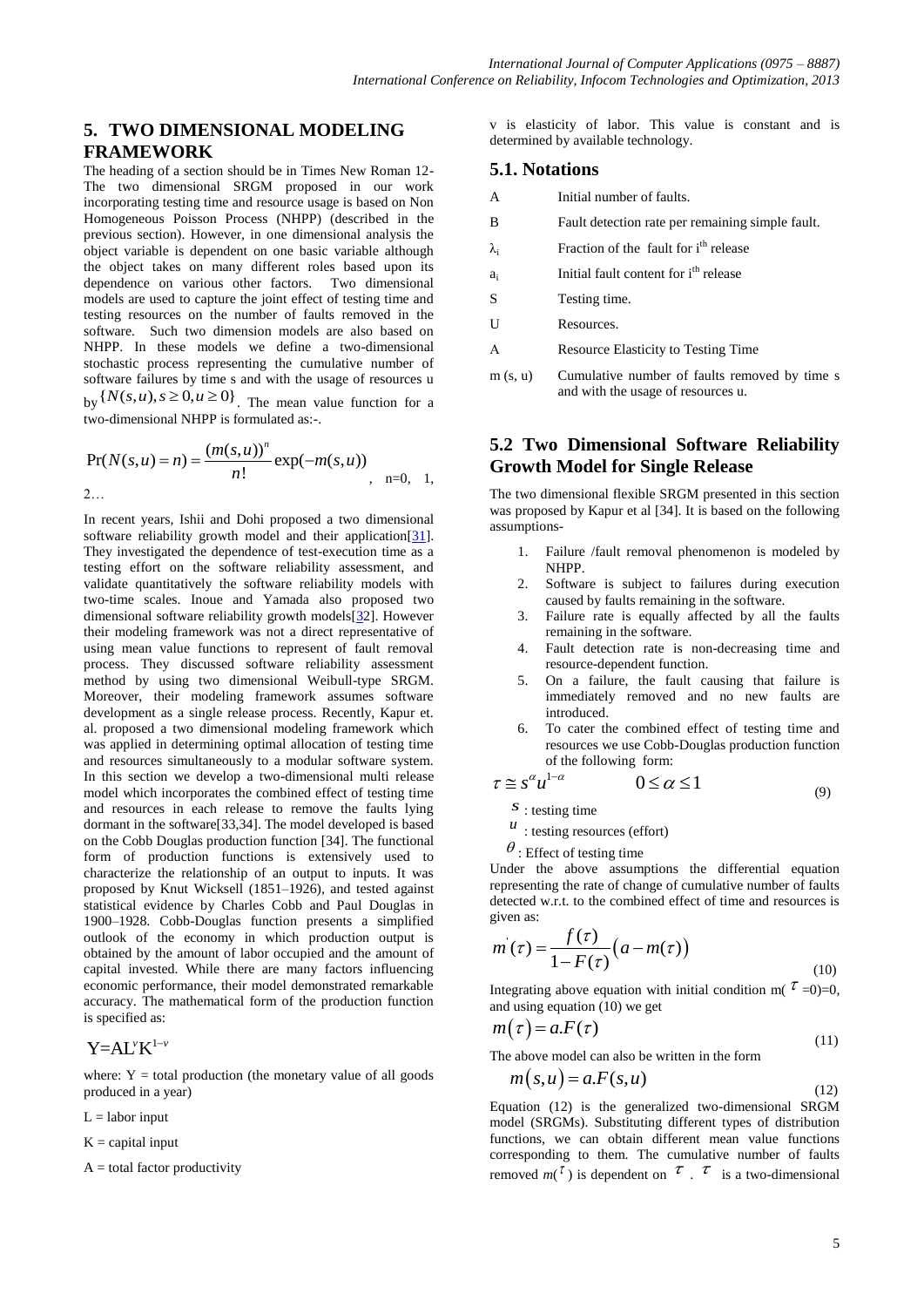## 5. TWO DIMENSIONAL MODELING FRAMEWORK

The heading of a section should be in Times New Roman 12- The two dimensional SRGM proposed in our work incorporating testing time and resource usage is based on Non Homogeneous Poisson Process (NHPP) (described in the previous section). However, in one dimensional analysis the object variable is dependent on one basic variable although the object takes on many different roles based upon its dependence on various other factors. Two dimensional models are used to capture the joint effect of testing time and testing resources on the number of faults removed in the software. Such two dimension models are also based on NHPP. In these models we define a two-dimensional stochastic process representing the cumulative number of software failures by time s and with the usage of resources u by $\{N(s,u), s \geq 0, u \geq 0\}$. The mean value function for a two-dimensional NHPP is formulated as:-.

$$\Pr(N(s,u)=n)=\frac{(m(s,u))^n}{n!}\exp(-m(s,u)) \quad , \quad n=0,\ 1,\ 2\ldots$$

In recent years, Ishii and Dohi proposed a two dimensional software reliability growth model and their application[31]. They investigated the dependence of test-execution time as a testing effort on the software reliability assessment, and validate quantitatively the software reliability models with two-time scales. Inoue and Yamada also proposed two dimensional software reliability growth models[32]. However their modeling framework was not a direct representative of using mean value functions to represent of fault removal process. They discussed software reliability assessment method by using two dimensional Weibull-type SRGM. Moreover, their modeling framework assumes software development as a single release process. Recently, Kapur et. al. proposed a two dimensional modeling framework which was applied in determining optimal allocation of testing time and resources simultaneously to a modular software system. In this section we develop a two-dimensional multi release model which incorporates the combined effect of testing time and resources in each release to remove the faults lying dormant in the software[33,34]. The model developed is based on the Cobb Douglas production function [34]. The functional form of production functions is extensively used to characterize the relationship of an output to inputs. It was proposed by Knut Wicksell (1851–1926), and tested against statistical evidence by Charles Cobb and Paul Douglas in 1900–1928. Cobb-Douglas function presents a simplified outlook of the economy in which production output is obtained by the amount of labor occupied and the amount of capital invested. While there are many factors influencing economic performance, their model demonstrated remarkable accuracy. The mathematical form of the production function is specified as:

$$Y = AL^{v}K^{1-v}$$

where: Y = total production (the monetary value of all goods produced in a year)

L = labor input

K = capital input

A = total factor productivity

v is elasticity of labor. This value is constant and is determined by available technology.

### 5.1. Notations

| | |
|---|---|
| A | Initial number of faults. |
| B | Fault detection rate per remaining simple fault. |
| $\lambda_i$ | Fraction of the fault for i[th] release |
| $a_i$ | Initial fault content for i[th] release |
| S | Testing time. |
| U | Resources. |
| A | Resource Elasticity to Testing Time |
| m (s, u) | Cumulative number of faults removed by time s and with the usage of resources u. |

### 5.2 Two Dimensional Software Reliability Growth Model for Single Release

The two dimensional flexible SRGM presented in this section was proposed by Kapur et al [34]. It is based on the following assumptions-

1. Failure /fault removal phenomenon is modeled by NHPP.
2. Software is subject to failures during execution caused by faults remaining in the software.
3. Failure rate is equally affected by all the faults remaining in the software.
4. Fault detection rate is non-decreasing time and resource-dependent function.
5. On a failure, the fault causing that failure is immediately removed and no new faults are introduced.
6. To cater the combined effect of testing time and resources we use Cobb-Douglas production function of the following form:

$$\tau \cong s^{\alpha}u^{1-\alpha} \qquad 0 \leq \alpha \leq 1 \tag{9}$$

$s$ : testing time

$u$ : testing resources (effort)

$\theta$ : Effect of testing time

Under the above assumptions the differential equation representing the rate of change of cumulative number of faults detected w.r.t. to the combined effect of time and resources is given as:

$$m'(\tau)=\frac{f(\tau)}{1-F(\tau)}\big(a-m(\tau)\big) \tag{10}$$

Integrating above equation with initial condition m( $\tau$ =0)=0, and using equation (10) we get

$$m(\tau)=a.F(\tau) \tag{11}$$

The above model can also be written in the form

$$m(s,u)=a.F(s,u) \tag{12}$$

Equation (12) is the generalized two-dimensional SRGM model (SRGMs). Substituting different types of distribution functions, we can obtain different mean value functions corresponding to them. The cumulative number of faults removed $m(\tau)$ is dependent on $\tau$ . $\tau$ is a two-dimensional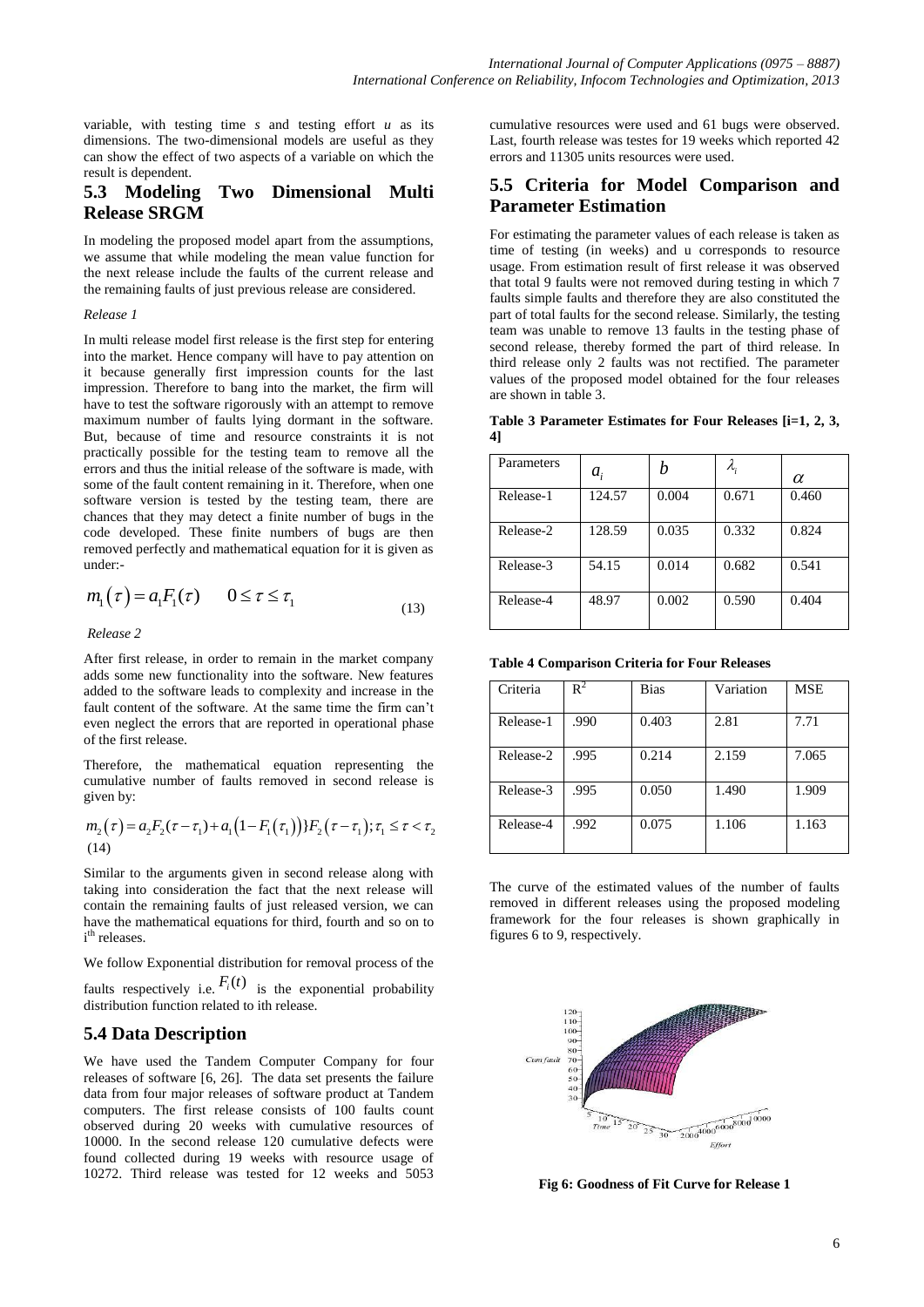variable, with testing time *s* and testing effort *u* as its dimensions. The two-dimensional models are useful as they can show the effect of two aspects of a variable on which the result is dependent.

## 5.3 Modeling Two Dimensional Multi Release SRGM

In modeling the proposed model apart from the assumptions, we assume that while modeling the mean value function for the next release include the faults of the current release and the remaining faults of just previous release are considered.

*Release 1*

In multi release model first release is the first step for entering into the market. Hence company will have to pay attention on it because generally first impression counts for the last impression. Therefore to bang into the market, the firm will have to test the software rigorously with an attempt to remove maximum number of faults lying dormant in the software. But, because of time and resource constraints it is not practically possible for the testing team to remove all the errors and thus the initial release of the software is made, with some of the fault content remaining in it. Therefore, when one software version is tested by the testing team, there are chances that they may detect a finite number of bugs in the code developed. These finite numbers of bugs are then removed perfectly and mathematical equation for it is given as under:-

$$m_1(\tau) = a_1 F_1(\tau) \qquad 0 \le \tau \le \tau_1 \tag{13}$$

*Release 2*

After first release, in order to remain in the market company adds some new functionality into the software. New features added to the software leads to complexity and increase in the fault content of the software. At the same time the firm can't even neglect the errors that are reported in operational phase of the first release.

Therefore, the mathematical equation representing the cumulative number of faults removed in second release is given by:

$$m_2(\tau) = a_2 F_2(\tau - \tau_1) + a_1(1 - F_1(\tau_1))\} F_2(\tau - \tau_1); \tau_1 \le \tau < \tau_2 \tag{14}$$

Similar to the arguments given in second release along with taking into consideration the fact that the next release will contain the remaining faults of just released version, we can have the mathematical equations for third, fourth and so on to i[th] releases.

We follow Exponential distribution for removal process of the faults respectively i.e. $F_i(t)$ is the exponential probability distribution function related to ith release.

## 5.4 Data Description

We have used the Tandem Computer Company for four releases of software [6, 26]. The data set presents the failure data from four major releases of software product at Tandem computers. The first release consists of 100 faults count observed during 20 weeks with cumulative resources of 10000. In the second release 120 cumulative defects were found collected during 19 weeks with resource usage of 10272. Third release was tested for 12 weeks and 5053 cumulative resources were used and 61 bugs were observed. Last, fourth release was testes for 19 weeks which reported 42 errors and 11305 units resources were used.

## 5.5 Criteria for Model Comparison and Parameter Estimation

For estimating the parameter values of each release is taken as time of testing (in weeks) and u corresponds to resource usage. From estimation result of first release it was observed that total 9 faults were not removed during testing in which 7 faults simple faults and therefore they are also constituted the part of total faults for the second release. Similarly, the testing team was unable to remove 13 faults in the testing phase of second release, thereby formed the part of third release. In third release only 2 faults was not rectified. The parameter values of the proposed model obtained for the four releases are shown in table 3.

**Table 3 Parameter Estimates for Four Releases [i=1, 2, 3, 4]**

| Parameters | $a_i$ | $b$ | $\lambda_i$ | $\alpha$ |
|---|---|---|---|---|
| Release-1 | 124.57 | 0.004 | 0.671 | 0.460 |
| Release-2 | 128.59 | 0.035 | 0.332 | 0.824 |
| Release-3 | 54.15 | 0.014 | 0.682 | 0.541 |
| Release-4 | 48.97 | 0.002 | 0.590 | 0.404 |

**Table 4 Comparison Criteria for Four Releases**

| Criteria | $R^2$ | Bias | Variation | MSE |
|---|---|---|---|---|
| Release-1 | .990 | 0.403 | 2.81 | 7.71 |
| Release-2 | .995 | 0.214 | 2.159 | 7.065 |
| Release-3 | .995 | 0.050 | 1.490 | 1.909 |
| Release-4 | .992 | 0.075 | 1.106 | 1.163 |

The curve of the estimated values of the number of faults removed in different releases using the proposed modeling framework for the four releases is shown graphically in figures 6 to 9, respectively.

Cum fault
120
110
100
90
80
70
60
50
40
30
Time
5 10 15 20 25 30
Effort
2000 4000 6000 8000 10000

**Fig 6: Goodness of Fit Curve for Release 1**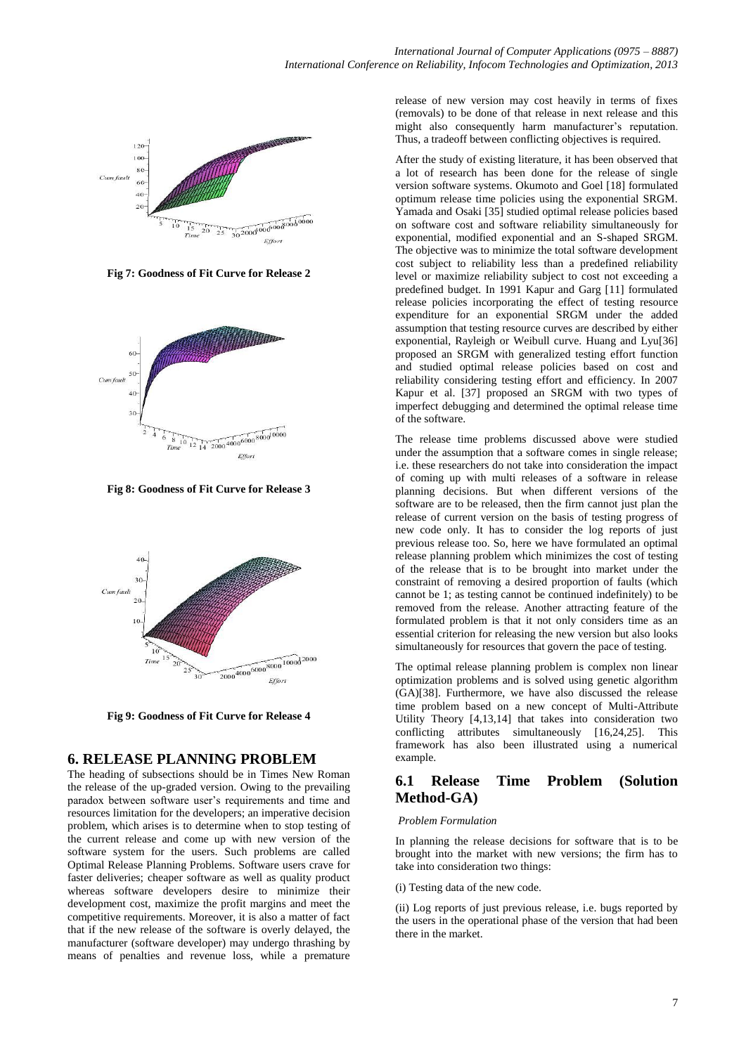Fig 7: Goodness of Fit Curve for Release 2

Fig 8: Goodness of Fit Curve for Release 3

Fig 9: Goodness of Fit Curve for Release 4

## 6. RELEASE PLANNING PROBLEM

The heading of subsections should be in Times New Roman the release of the up-graded version. Owing to the prevailing paradox between software user's requirements and time and resources limitation for the developers; an imperative decision problem, which arises is to determine when to stop testing of the current release and come up with new version of the software system for the users. Such problems are called Optimal Release Planning Problems. Software users crave for faster deliveries; cheaper software as well as quality product whereas software developers desire to minimize their development cost, maximize the profit margins and meet the competitive requirements. Moreover, it is also a matter of fact that if the new release of the software is overly delayed, the manufacturer (software developer) may undergo thrashing by means of penalties and revenue loss, while a premature release of new version may cost heavily in terms of fixes (removals) to be done of that release in next release and this might also consequently harm manufacturer's reputation. Thus, a tradeoff between conflicting objectives is required.

After the study of existing literature, it has been observed that a lot of research has been done for the release of single version software systems. Okumoto and Goel [18] formulated optimum release time policies using the exponential SRGM. Yamada and Osaki [35] studied optimal release policies based on software cost and software reliability simultaneously for exponential, modified exponential and an S-shaped SRGM. The objective was to minimize the total software development cost subject to reliability less than a predefined reliability level or maximize reliability subject to cost not exceeding a predefined budget. In 1991 Kapur and Garg [11] formulated release policies incorporating the effect of testing resource expenditure for an exponential SRGM under the added assumption that testing resource curves are described by either exponential, Rayleigh or Weibull curve. Huang and Lyu[36] proposed an SRGM with generalized testing effort function and studied optimal release policies based on cost and reliability considering testing effort and efficiency. In 2007 Kapur et al. [37] proposed an SRGM with two types of imperfect debugging and determined the optimal release time of the software.

The release time problems discussed above were studied under the assumption that a software comes in single release; i.e. these researchers do not take into consideration the impact of coming up with multi releases of a software in release planning decisions. But when different versions of the software are to be released, then the firm cannot just plan the release of current version on the basis of testing progress of new code only. It has to consider the log reports of just previous release too. So, here we have formulated an optimal release planning problem which minimizes the cost of testing of the release that is to be brought into market under the constraint of removing a desired proportion of faults (which cannot be 1; as testing cannot be continued indefinitely) to be removed from the release. Another attracting feature of the formulated problem is that it not only considers time as an essential criterion for releasing the new version but also looks simultaneously for resources that govern the pace of testing.

The optimal release planning problem is complex non linear optimization problems and is solved using genetic algorithm (GA)[38]. Furthermore, we have also discussed the release time problem based on a new concept of Multi-Attribute Utility Theory [4,13,14] that takes into consideration two conflicting attributes simultaneously [16,24,25]. This framework has also been illustrated using a numerical example.

### 6.1 Release Time Problem (Solution Method-GA)

*Problem Formulation*

In planning the release decisions for software that is to be brought into the market with new versions; the firm has to take into consideration two things:

(i) Testing data of the new code.

(ii) Log reports of just previous release, i.e. bugs reported by the users in the operational phase of the version that had been there in the market.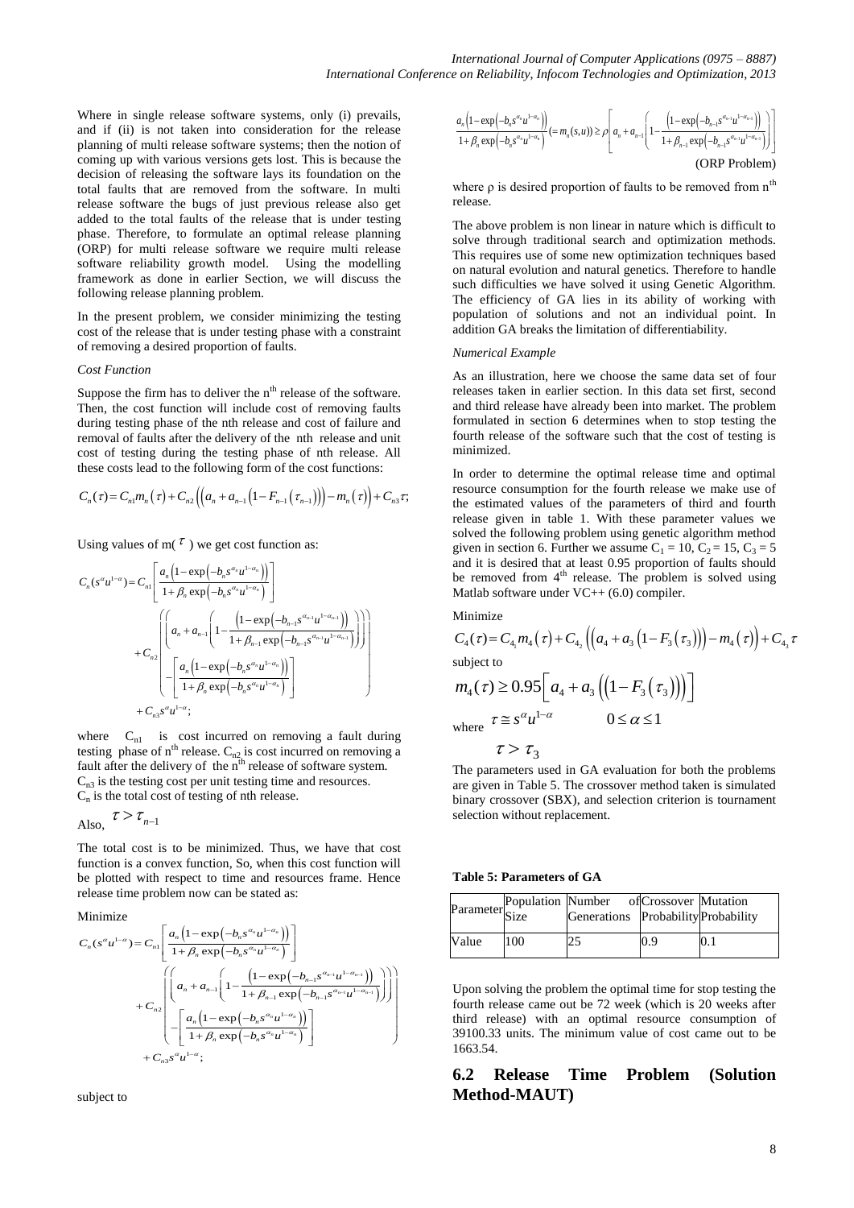Where in single release software systems, only (i) prevails, and if (ii) is not taken into consideration for the release planning of multi release software systems; then the notion of coming up with various versions gets lost. This is because the decision of releasing the software lays its foundation on the total faults that are removed from the software. In multi release software the bugs of just previous release also get added to the total faults of the release that is under testing phase. Therefore, to formulate an optimal release planning (ORP) for multi release software we require multi release software reliability growth model. Using the modelling framework as done in earlier Section, we will discuss the following release planning problem.

In the present problem, we consider minimizing the testing cost of the release that is under testing phase with a constraint of removing a desired proportion of faults.

*Cost Function*

Suppose the firm has to deliver the $n^{th}$ release of the software. Then, the cost function will include cost of removing faults during testing phase of the nth release and cost of failure and removal of faults after the delivery of the nth release and unit cost of testing during the testing phase of nth release. All these costs lead to the following form of the cost functions:

$$C_n(\tau) = C_{n1}m_n(\tau) + C_{n2}\left(\left(a_n + a_{n-1}\left(1 - F_{n-1}(\tau_{n-1})\right)\right) - m_n(\tau)\right) + C_{n3}\tau;$$

Using values of m( $\tau$ ) we get cost function as:

$$C_n(s^\alpha u^{1-\alpha}) = C_{n1}\left[\frac{a_n\left(1-\exp\left(-b_n s^{\alpha_n} u^{1-\alpha_n}\right)\right)}{1+\beta_n \exp\left(-b_n s^{\alpha_n} u^{1-\alpha_n}\right)}\right] + C_{n2}\left(\left(a_n + a_{n-1}\left(1 - \frac{\left(1-\exp\left(-b_{n-1} s^{\alpha_{n-1}} u^{1-\alpha_{n-1}}\right)\right)}{1+\beta_{n-1}\exp\left(-b_{n-1} s^{\alpha_{n-1}} u^{1-\alpha_{n-1}}\right)}\right)\right) - \left[\frac{a_n\left(1-\exp\left(-b_n s^{\alpha_n} u^{1-\alpha_n}\right)\right)}{1+\beta_n \exp\left(-b_n s^{\alpha_n} u^{1-\alpha_n}\right)}\right]\right) + C_{n3} s^\alpha u^{1-\alpha};$$

where $C_{n1}$ is cost incurred on removing a fault during testing phase of $n^{th}$ release. $C_{n2}$ is cost incurred on removing a fault after the delivery of the $n^{th}$ release of software system. $C_{n3}$ is the testing cost per unit testing time and resources. $C_n$ is the total cost of testing of nth release.

Also, $\tau > \tau_{n-1}$

The total cost is to be minimized. Thus, we have that cost function is a convex function, So, when this cost function will be plotted with respect to time and resources frame. Hence release time problem now can be stated as:

Minimize

$$C_n(s^\alpha u^{1-\alpha}) = C_{n1}\left[\frac{a_n\left(1-\exp\left(-b_n s^{\alpha_n} u^{1-\alpha_n}\right)\right)}{1+\beta_n \exp\left(-b_n s^{\alpha_n} u^{1-\alpha_n}\right)}\right] + C_{n2}\left(\left(a_n + a_{n-1}\left(1 - \frac{\left(1-\exp\left(-b_{n-1} s^{\alpha_{n-1}} u^{1-\alpha_{n-1}}\right)\right)}{1+\beta_{n-1}\exp\left(-b_{n-1} s^{\alpha_{n-1}} u^{1-\alpha_{n-1}}\right)}\right)\right) - \left[\frac{a_n\left(1-\exp\left(-b_n s^{\alpha_n} u^{1-\alpha_n}\right)\right)}{1+\beta_n \exp\left(-b_n s^{\alpha_n} u^{1-\alpha_n}\right)}\right]\right) + C_{n3} s^\alpha u^{1-\alpha};$$

subject to

$$\frac{a_n\left(1-\exp\left(-b_n s^{\alpha_n} u^{1-\alpha_n}\right)\right)}{1+\beta_n \exp\left(-b_n s^{\alpha_n} u^{1-\alpha_n}\right)} (= m_n(s,u)) \geq \rho\left[a_n + a_{n-1}\left(1 - \frac{\left(1-\exp\left(-b_{n-1} s^{\alpha_{n-1}} u^{1-\alpha_{n-1}}\right)\right)}{1+\beta_{n-1}\exp\left(-b_{n-1} s^{\alpha_{n-1}} u^{1-\alpha_{n-1}}\right)}\right)\right]$$

(ORP Problem)

where ρ is desired proportion of faults to be removed from $n^{th}$ release.

The above problem is non linear in nature which is difficult to solve through traditional search and optimization methods. This requires use of some new optimization techniques based on natural evolution and natural genetics. Therefore to handle such difficulties we have solved it using Genetic Algorithm. The efficiency of GA lies in its ability of working with population of solutions and not an individual point. In addition GA breaks the limitation of differentiability.

*Numerical Example*

As an illustration, here we choose the same data set of four releases taken in earlier section. In this data set first, second and third release have already been into market. The problem formulated in section 6 determines when to stop testing the fourth release of the software such that the cost of testing is minimized.

In order to determine the optimal release time and optimal resource consumption for the fourth release we make use of the estimated values of the parameters of third and fourth release given in table 1. With these parameter values we solved the following problem using genetic algorithm method given in section 6. Further we assume $C_1 = 10$, $C_2 = 15$, $C_3 = 5$ and it is desired that at least 0.95 proportion of faults should be removed from $4^{th}$ release. The problem is solved using Matlab software under VC++ (6.0) compiler.

Minimize

$$C_4(\tau) = C_{4_1}m_4(\tau) + C_{4_2}\left(\left(a_4 + a_3\left(1 - F_3(\tau_3)\right)\right) - m_4(\tau)\right) + C_{4_3}\tau$$

subject to

$$m_4(\tau) \geq 0.95\left[a_4 + a_3\left(\left(1 - F_3(\tau_3)\right)\right)\right]$$

where $\tau \cong s^\alpha u^{1-\alpha}$  $\quad 0 \leq \alpha \leq 1$

$\tau > \tau_3$

The parameters used in GA evaluation for both the problems are given in Table 5. The crossover method taken is simulated binary crossover (SBX), and selection criterion is tournament selection without replacement.

**Table 5: Parameters of GA**

| Parameter | Population Size | Number of Generations | Crossover Probability | Mutation Probability |
|---|---|---|---|---|
| Value | 100 | 25 | 0.9 | 0.1 |

Upon solving the problem the optimal time for stop testing the fourth release came out be 72 week (which is 20 weeks after third release) with an optimal resource consumption of 39100.33 units. The minimum value of cost came out to be 1663.54.

## 6.2 Release Time Problem (Solution Method-MAUT)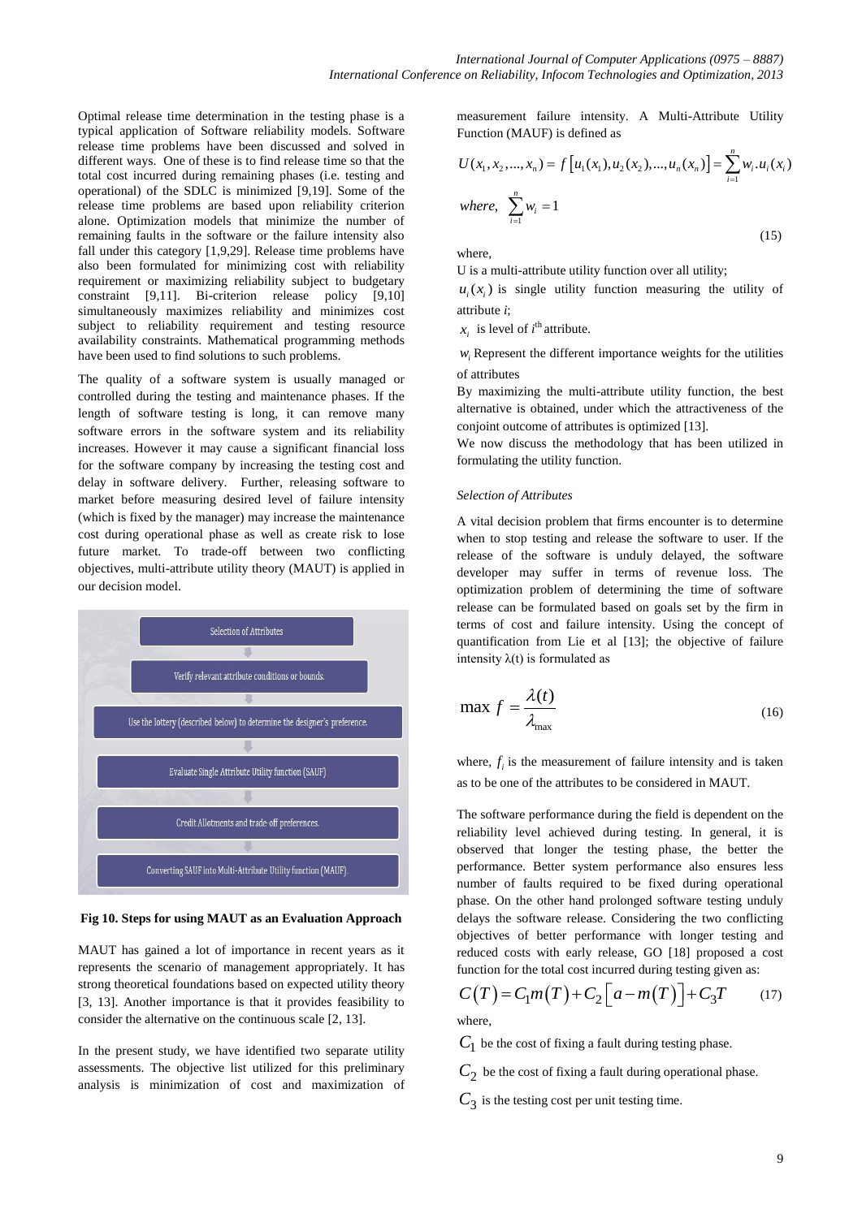Optimal release time determination in the testing phase is a typical application of Software reliability models. Software release time problems have been discussed and solved in different ways. One of these is to find release time so that the total cost incurred during remaining phases (i.e. testing and operational) of the SDLC is minimized [9,19]. Some of the release time problems are based upon reliability criterion alone. Optimization models that minimize the number of remaining faults in the software or the failure intensity also fall under this category [1,9,29]. Release time problems have also been formulated for minimizing cost with reliability requirement or maximizing reliability subject to budgetary constraint [9,11]. Bi-criterion release policy [9,10] simultaneously maximizes reliability and minimizes cost subject to reliability requirement and testing resource availability constraints. Mathematical programming methods have been used to find solutions to such problems.

The quality of a software system is usually managed or controlled during the testing and maintenance phases. If the length of software testing is long, it can remove many software errors in the software system and its reliability increases. However it may cause a significant financial loss for the software company by increasing the testing cost and delay in software delivery. Further, releasing software to market before measuring desired level of failure intensity (which is fixed by the manager) may increase the maintenance cost during operational phase as well as create risk to lose future market. To trade-off between two conflicting objectives, multi-attribute utility theory (MAUT) is applied in our decision model.

Selection of Attributes

Verify relevant attribute conditions or bounds.

Use the lottery (described below) to determine the designer's preference.

Evaluate Single Attribute Utility function (SAUF)

Credit Allotments and trade-off preferences.

Converting SAUF into Multi-Attribute Utility function (MAUF).

**Fig 10. Steps for using MAUT as an Evaluation Approach**

MAUT has gained a lot of importance in recent years as it represents the scenario of management appropriately. It has strong theoretical foundations based on expected utility theory [3, 13]. Another importance is that it provides feasibility to consider the alternative on the continuous scale [2, 13].

In the present study, we have identified two separate utility assessments. The objective list utilized for this preliminary analysis is minimization of cost and maximization of measurement failure intensity. A Multi-Attribute Utility Function (MAUF) is defined as

$$U(x_1, x_2, ..., x_n) = f\left[u_1(x_1), u_2(x_2), ..., u_n(x_n)\right] = \sum_{i=1}^{n} w_i . u_i(x_i)$$

$$where, \ \sum_{i=1}^{n} w_i = 1 \tag{15}$$

where,

U is a multi-attribute utility function over all utility;

$u_i(x_i)$ is single utility function measuring the utility of attribute *i*;

$x_i$ is level of $i^{th}$ attribute.

$w_i$ Represent the different importance weights for the utilities of attributes

By maximizing the multi-attribute utility function, the best alternative is obtained, under which the attractiveness of the conjoint outcome of attributes is optimized [13].

We now discuss the methodology that has been utilized in formulating the utility function.

*Selection of Attributes*

A vital decision problem that firms encounter is to determine when to stop testing and release the software to user. If the release of the software is unduly delayed, the software developer may suffer in terms of revenue loss. The optimization problem of determining the time of software release can be formulated based on goals set by the firm in terms of cost and failure intensity. Using the concept of quantification from Lie et al [13]; the objective of failure intensity λ(t) is formulated as

$$\max \ f = \frac{\lambda(t)}{\lambda_{\max}} \tag{16}$$

where, $f_i$ is the measurement of failure intensity and is taken as to be one of the attributes to be considered in MAUT.

The software performance during the field is dependent on the reliability level achieved during testing. In general, it is observed that longer the testing phase, the better the performance. Better system performance also ensures less number of faults required to be fixed during operational phase. On the other hand prolonged software testing unduly delays the software release. Considering the two conflicting objectives of better performance with longer testing and reduced costs with early release, GO [18] proposed a cost function for the total cost incurred during testing given as:

$$C(T) = C_1 m(T) + C_2\left[a - m(T)\right] + C_3 T \tag{17}$$

where,

$C_1$ be the cost of fixing a fault during testing phase.

$C_2$ be the cost of fixing a fault during operational phase.

$C_3$ is the testing cost per unit testing time.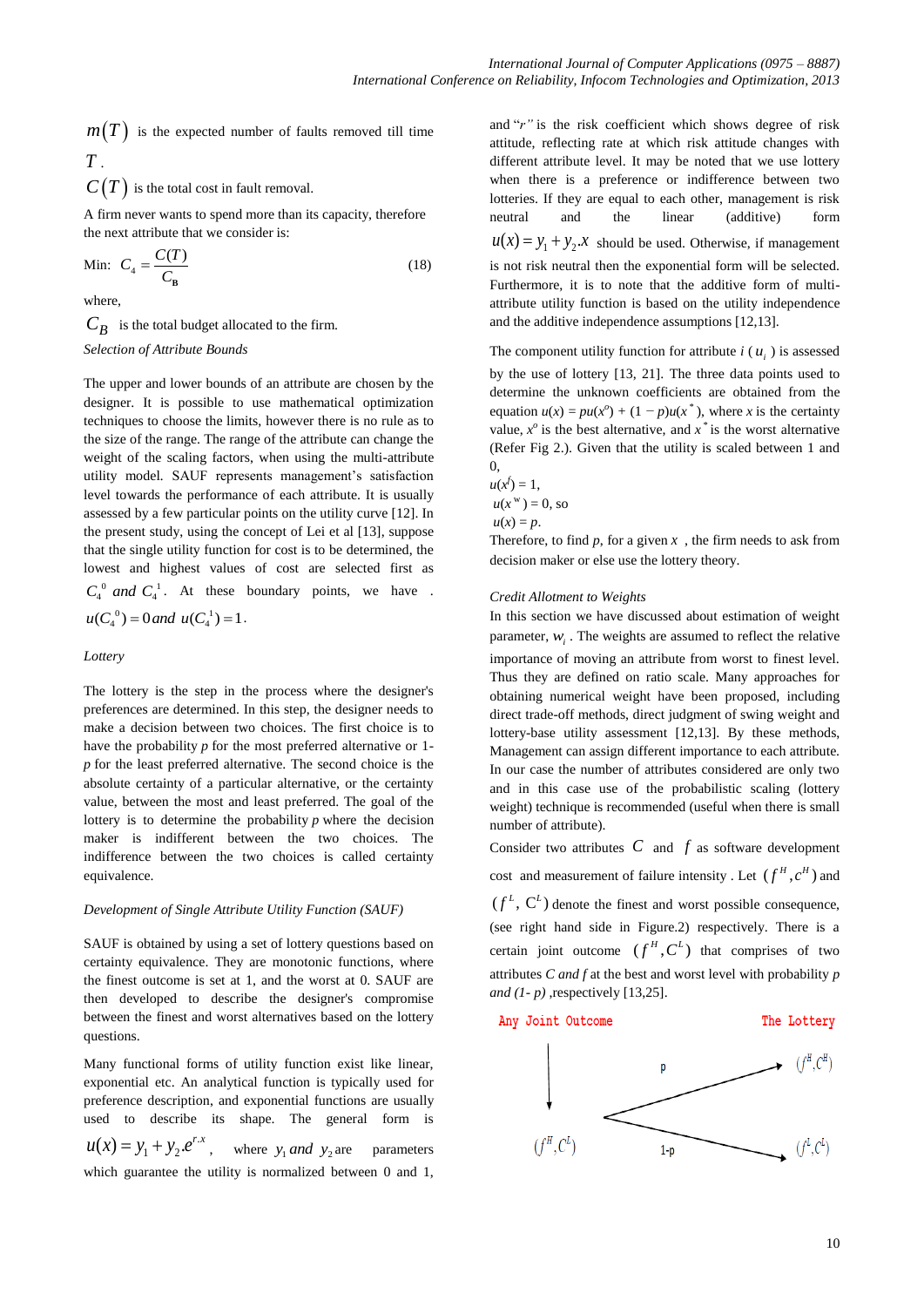$m(T)$ is the expected number of faults removed till time $T$.

$C(T)$ is the total cost in fault removal.

A firm never wants to spend more than its capacity, therefore the next attribute that we consider is:

$$\text{Min:} \quad C_4 = \frac{C(T)}{C_B} \tag{18}$$

where,

$C_B$ is the total budget allocated to the firm.

*Selection of Attribute Bounds*

The upper and lower bounds of an attribute are chosen by the designer. It is possible to use mathematical optimization techniques to choose the limits, however there is no rule as to the size of the range. The range of the attribute can change the weight of the scaling factors, when using the multi-attribute utility model. SAUF represents management's satisfaction level towards the performance of each attribute. It is usually assessed by a few particular points on the utility curve [12]. In the present study, using the concept of Lei et al [13], suppose that the single utility function for cost is to be determined, the lowest and highest values of cost are selected first as $C_4^{\,0}$ *and* $C_4^{\,1}$. At these boundary points, we have . $u(C_4^{\,0}) = 0$ *and* $u(C_4^{\,1}) = 1$.

*Lottery*

The lottery is the step in the process where the designer's preferences are determined. In this step, the designer needs to make a decision between two choices. The first choice is to have the probability *p* for the most preferred alternative or 1-*p* for the least preferred alternative. The second choice is the absolute certainty of a particular alternative, or the certainty value, between the most and least preferred. The goal of the lottery is to determine the probability *p* where the decision maker is indifferent between the two choices. The indifference between the two choices is called certainty equivalence.

*Development of Single Attribute Utility Function (SAUF)*

SAUF is obtained by using a set of lottery questions based on certainty equivalence. They are monotonic functions, where the finest outcome is set at 1, and the worst at 0. SAUF are then developed to describe the designer's compromise between the finest and worst alternatives based on the lottery questions.

Many functional forms of utility function exist like linear, exponential etc. An analytical function is typically used for preference description, and exponential functions are usually used to describe its shape. The general form is $u(x) = y_1 + y_2.e^{r.x}$, where $y_1$ *and* $y_2$ are parameters which guarantee the utility is normalized between 0 and 1, and "$r$" is the risk coefficient which shows degree of risk attitude, reflecting rate at which risk attitude changes with different attribute level. It may be noted that we use lottery when there is a preference or indifference between two lotteries. If they are equal to each other, management is risk neutral and the linear (additive) form $u(x) = y_1 + y_2.x$ should be used. Otherwise, if management is not risk neutral then the exponential form will be selected. Furthermore, it is to note that the additive form of multi-attribute utility function is based on the utility independence and the additive independence assumptions [12,13].

The component utility function for attribute $i$ ($u_i$) is assessed by the use of lottery [13, 21]. The three data points used to determine the unknown coefficients are obtained from the equation $u(x) = pu(x^o) + (1 - p)u(x^*)$, where $x$ is the certainty value, $x^o$ is the best alternative, and $x^*$ is the worst alternative (Refer Fig 2.). Given that the utility is scaled between 1 and 0,

$u(x^f) = 1$,

$u(x^w) = 0$, so

$u(x) = p$.

Therefore, to find $p$, for a given $x$, the firm needs to ask from decision maker or else use the lottery theory.

*Credit Allotment to Weights*

In this section we have discussed about estimation of weight parameter, $w_i$. The weights are assumed to reflect the relative importance of moving an attribute from worst to finest level. Thus they are defined on ratio scale. Many approaches for obtaining numerical weight have been proposed, including direct trade-off methods, direct judgment of swing weight and lottery-base utility assessment [12,13]. By these methods, Management can assign different importance to each attribute. In our case the number of attributes considered are only two and in this case use of the probabilistic scaling (lottery weight) technique is recommended (useful when there is small number of attribute).

Consider two attributes $C$ and $f$ as software development cost and measurement of failure intensity . Let $(f^H, c^H)$ and $(f^L, C^L)$ denote the finest and worst possible consequence, (see right hand side in Figure.2) respectively. There is a certain joint outcome $(f^H, C^L)$ that comprises of two attributes *C and f* at the best and worst level with probability *p and (1- p)* ,respectively [13,25].

Any Joint Outcome

The Lottery

$(f^H, C^L)$

p

1-p

$(f^H, C^H)$

$(f^L, C^L)$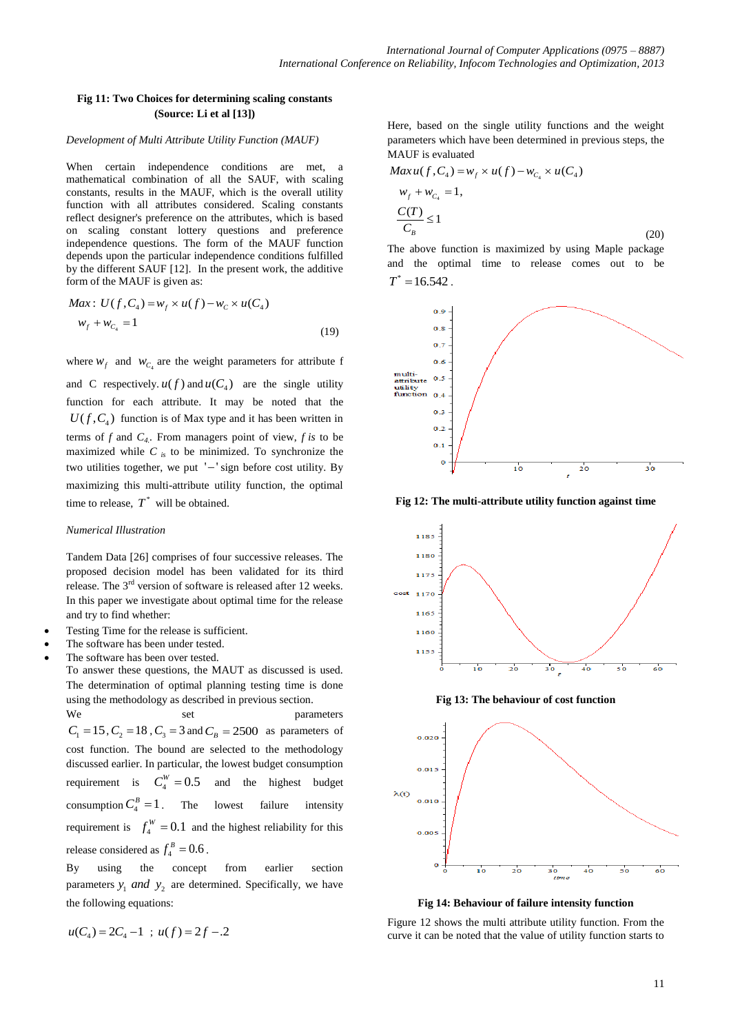**Fig 11: Two Choices for determining scaling constants (Source: Li et al [13])**

*Development of Multi Attribute Utility Function (MAUF)*

When certain independence conditions are met, a mathematical combination of all the SAUF, with scaling constants, results in the MAUF, which is the overall utility function with all attributes considered. Scaling constants reflect designer's preference on the attributes, which is based on scaling constant lottery questions and preference independence questions. The form of the MAUF function depends upon the particular independence conditions fulfilled by the different SAUF [12]. In the present work, the additive form of the MAUF is given as:

$$Max:\ U(f, C_4) = w_f \times u(f) - w_C \times u(C_4)$$
$$w_f + w_{C_4} = 1 \tag{19}$$

where $w_f$ and $w_{C_4}$ are the weight parameters for attribute f and C respectively. $u(f)$ and $u(C_4)$ are the single utility function for each attribute. It may be noted that the $U(f, C_4)$ function is of Max type and it has been written in terms of $f$ and $C_4$. From managers point of view, $f$ *is* to be maximized while $C$ *is* to be minimized. To synchronize the two utilities together, we put '$-$' sign before cost utility. By maximizing this multi-attribute utility function, the optimal time to release, $T^*$ will be obtained.

*Numerical Illustration*

Tandem Data [26] comprises of four successive releases. The proposed decision model has been validated for its third release. The 3rd version of software is released after 12 weeks. In this paper we investigate about optimal time for the release and try to find whether:

- Testing Time for the release is sufficient.
- The software has been under tested.
- The software has been over tested.

To answer these questions, the MAUT as discussed is used. The determination of optimal planning testing time is done using the methodology as described in previous section.

We set parameters $C_1 = 15, C_2 = 18, C_3 = 3$ and $C_B = 2500$ as parameters of cost function. The bound are selected to the methodology discussed earlier. In particular, the lowest budget consumption requirement is $C_4^W = 0.5$ and the highest budget consumption $C_4^B = 1$. The lowest failure intensity requirement is $f_4^W = 0.1$ and the highest reliability for this release considered as $f_4^B = 0.6$.

By using the concept from earlier section parameters $y_1$ *and* $y_2$ are determined. Specifically, we have the following equations:

$$u(C_4) = 2C_4 - 1\ ;\ u(f) = 2f - .2$$

Here, based on the single utility functions and the weight parameters which have been determined in previous steps, the MAUF is evaluated

$$Max\,u(f, C_4) = w_f \times u(f) - w_{C_4} \times u(C_4)$$
$$w_f + w_{C_4} = 1,$$
$$\frac{C(T)}{C_B} \leq 1 \tag{20}$$

The above function is maximized by using Maple package and the optimal time to release comes out to be $T^* = 16.542$.

multi-attribute utility function
0.9
0.8
0.7
0.6
0.5
0.4
0.3
0.2
0.1
0
10
20
30
t

**Fig 12: The multi-attribute utility function against time**

cost
1185
1180
1175
1170
1165
1160
1155
0
10
20
30
40
50
60
t

**Fig 13: The behaviour of cost function**

λ(t)
0.020
0.015
0.010
0.005
0
0
10
20
30
40
50
60
time

**Fig 14: Behaviour of failure intensity function**

Figure 12 shows the multi attribute utility function. From the curve it can be noted that the value of utility function starts to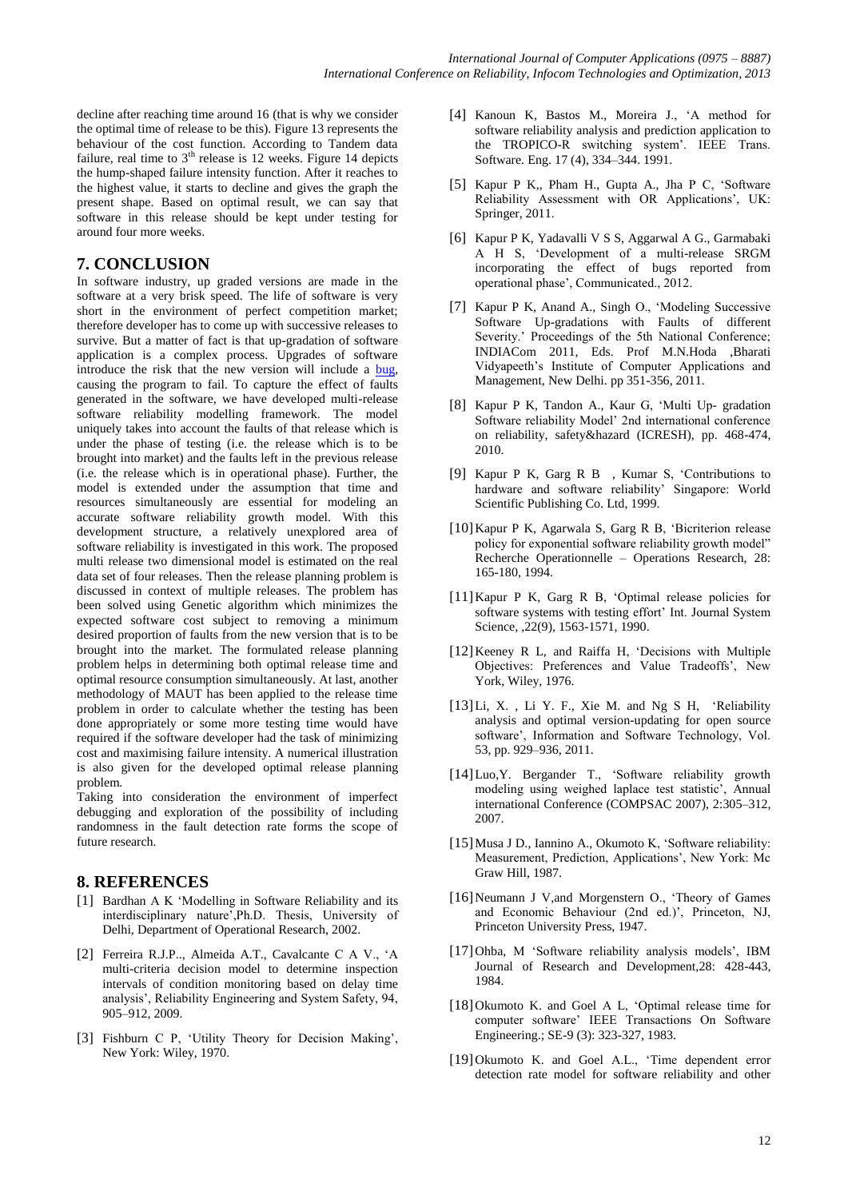decline after reaching time around 16 (that is why we consider the optimal time of release to be this). Figure 13 represents the behaviour of the cost function. According to Tandem data failure, real time to $3^{th}$ release is 12 weeks. Figure 14 depicts the hump-shaped failure intensity function. After it reaches to the highest value, it starts to decline and gives the graph the present shape. Based on optimal result, we can say that software in this release should be kept under testing for around four more weeks.

## 7. CONCLUSION

In software industry, up graded versions are made in the software at a very brisk speed. The life of software is very short in the environment of perfect competition market; therefore developer has to come up with successive releases to survive. But a matter of fact is that up-gradation of software application is a complex process. Upgrades of software introduce the risk that the new version will include a bug, causing the program to fail. To capture the effect of faults generated in the software, we have developed multi-release software reliability modelling framework. The model uniquely takes into account the faults of that release which is under the phase of testing (i.e. the release which is to be brought into market) and the faults left in the previous release (i.e. the release which is in operational phase). Further, the model is extended under the assumption that time and resources simultaneously are essential for modeling an accurate software reliability growth model. With this development structure, a relatively unexplored area of software reliability is investigated in this work. The proposed multi release two dimensional model is estimated on the real data set of four releases. Then the release planning problem is discussed in context of multiple releases. The problem has been solved using Genetic algorithm which minimizes the expected software cost subject to removing a minimum desired proportion of faults from the new version that is to be brought into the market. The formulated release planning problem helps in determining both optimal release time and optimal resource consumption simultaneously. At last, another methodology of MAUT has been applied to the release time problem in order to calculate whether the testing has been done appropriately or some more testing time would have required if the software developer had the task of minimizing cost and maximising failure intensity. A numerical illustration is also given for the developed optimal release planning problem.

Taking into consideration the environment of imperfect debugging and exploration of the possibility of including randomness in the fault detection rate forms the scope of future research.

## 8. REFERENCES

[1] Bardhan A K 'Modelling in Software Reliability and its interdisciplinary nature',Ph.D. Thesis, University of Delhi, Department of Operational Research, 2002.

[2] Ferreira R.J.P.., Almeida A.T., Cavalcante C A V., 'A multi-criteria decision model to determine inspection intervals of condition monitoring based on delay time analysis', Reliability Engineering and System Safety, 94, 905–912, 2009.

[3] Fishburn C P, 'Utility Theory for Decision Making', New York: Wiley, 1970.

[4] Kanoun K, Bastos M., Moreira J., 'A method for software reliability analysis and prediction application to the TROPICO-R switching system'. IEEE Trans. Software. Eng. 17 (4), 334–344. 1991.

[5] Kapur P K,, Pham H., Gupta A., Jha P C, 'Software Reliability Assessment with OR Applications', UK: Springer, 2011.

[6] Kapur P K, Yadavalli V S S, Aggarwal A G., Garmabaki A H S, 'Development of a multi-release SRGM incorporating the effect of bugs reported from operational phase', Communicated., 2012.

[7] Kapur P K, Anand A., Singh O., 'Modeling Successive Software Up-gradations with Faults of different Severity.' Proceedings of the 5th National Conference; INDIACom 2011, Eds. Prof M.N.Hoda ,Bharati Vidyapeeth's Institute of Computer Applications and Management, New Delhi. pp 351-356, 2011.

[8] Kapur P K, Tandon A., Kaur G, 'Multi Up- gradation Software reliability Model' 2nd international conference on reliability, safety&hazard (ICRESH), pp. 468-474, 2010.

[9] Kapur P K, Garg R B , Kumar S, 'Contributions to hardware and software reliability' Singapore: World Scientific Publishing Co. Ltd, 1999.

[10] Kapur P K, Agarwala S, Garg R B, 'Bicriterion release policy for exponential software reliability growth model" Recherche Operationnelle – Operations Research, 28: 165-180, 1994.

[11] Kapur P K, Garg R B, 'Optimal release policies for software systems with testing effort' Int. Journal System Science, ,22(9), 1563-1571, 1990.

[12] Keeney R L, and Raiffa H, 'Decisions with Multiple Objectives: Preferences and Value Tradeoffs', New York, Wiley, 1976.

[13] Li, X. , Li Y. F., Xie M. and Ng S H, 'Reliability analysis and optimal version-updating for open source software', Information and Software Technology, Vol. 53, pp. 929–936, 2011.

[14] Luo,Y. Bergander T., 'Software reliability growth modeling using weighed laplace test statistic', Annual international Conference (COMPSAC 2007), 2:305–312, 2007.

[15] Musa J D., Iannino A., Okumoto K, 'Software reliability: Measurement, Prediction, Applications', New York: Mc Graw Hill, 1987.

[16] Neumann J V,and Morgenstern O., 'Theory of Games and Economic Behaviour (2nd ed.)', Princeton, NJ, Princeton University Press, 1947.

[17] Ohba, M 'Software reliability analysis models', IBM Journal of Research and Development,28: 428-443, 1984.

[18] Okumoto K. and Goel A L, 'Optimal release time for computer software' IEEE Transactions On Software Engineering.; SE-9 (3): 323-327, 1983.

[19] Okumoto K. and Goel A.L., 'Time dependent error detection rate model for software reliability and other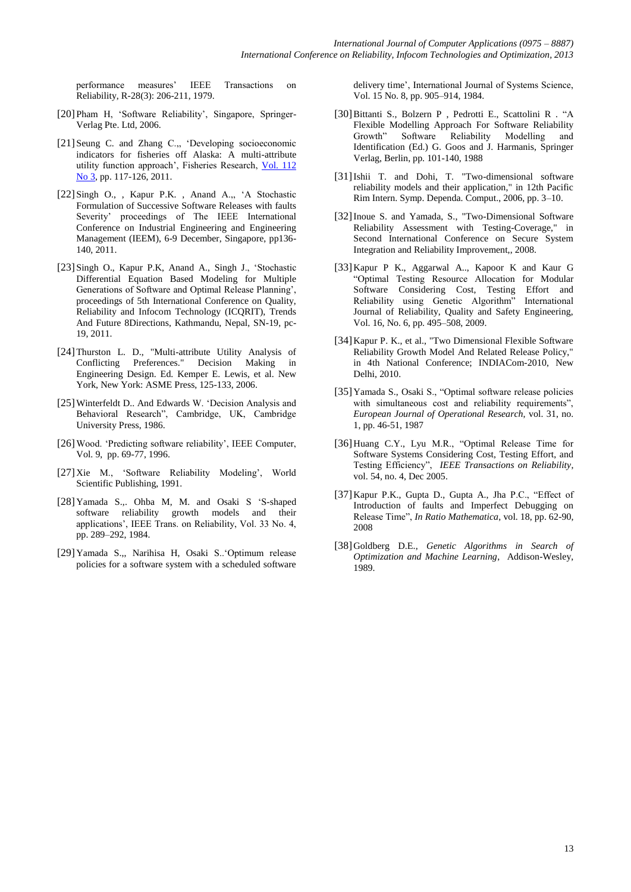performance measures' IEEE Transactions on Reliability, R-28(3): 206-211, 1979.

[20] Pham H, 'Software Reliability', Singapore, Springer-Verlag Pte. Ltd, 2006.

[21] Seung C. and Zhang C.,, 'Developing socioeconomic indicators for fisheries off Alaska: A multi-attribute utility function approach', Fisheries Research, Vol. 112 No 3, pp. 117-126, 2011.

[22] Singh O., , Kapur P.K. , Anand A.,, 'A Stochastic Formulation of Successive Software Releases with faults Severity' proceedings of The IEEE International Conference on Industrial Engineering and Engineering Management (IEEM), 6-9 December, Singapore, pp136-140, 2011.

[23] Singh O., Kapur P.K, Anand A., Singh J., 'Stochastic Differential Equation Based Modeling for Multiple Generations of Software and Optimal Release Planning', proceedings of 5th International Conference on Quality, Reliability and Infocom Technology (ICQRIT), Trends And Future 8Directions, Kathmandu, Nepal, SN-19, pc-19, 2011.

[24] Thurston L. D., "Multi-attribute Utility Analysis of Conflicting Preferences." Decision Making in Engineering Design. Ed. Kemper E. Lewis, et al. New York, New York: ASME Press, 125-133, 2006.

[25] Winterfeldt D.. And Edwards W. 'Decision Analysis and Behavioral Research", Cambridge, UK, Cambridge University Press, 1986.

[26] Wood. 'Predicting software reliability', IEEE Computer, Vol. 9, pp. 69-77, 1996.

[27] Xie M., 'Software Reliability Modeling', World Scientific Publishing, 1991.

[28] Yamada S.,. Ohba M, M. and Osaki S 'S-shaped software reliability growth models and their applications', IEEE Trans. on Reliability, Vol. 33 No. 4, pp. 289–292, 1984.

[29] Yamada S.,, Narihisa H, Osaki S..'Optimum release policies for a software system with a scheduled software delivery time', International Journal of Systems Science, Vol. 15 No. 8, pp. 905–914, 1984.

[30] Bittanti S., Bolzern P , Pedrotti E., Scattolini R . "A Flexible Modelling Approach For Software Reliability Growth" Software Reliability Modelling and Identification (Ed.) G. Goos and J. Harmanis, Springer Verlag, Berlin, pp. 101-140, 1988

[31] Ishii T. and Dohi, T. "Two-dimensional software reliability models and their application," in 12th Pacific Rim Intern. Symp. Dependa. Comput., 2006, pp. 3–10.

[32] Inoue S. and Yamada, S., "Two-Dimensional Software Reliability Assessment with Testing-Coverage," in Second International Conference on Secure System Integration and Reliability Improvement,, 2008.

[33] Kapur P K., Aggarwal A.., Kapoor K and Kaur G "Optimal Testing Resource Allocation for Modular Software Considering Cost, Testing Effort and Reliability using Genetic Algorithm" International Journal of Reliability, Quality and Safety Engineering, Vol. 16, No. 6, pp. 495–508, 2009.

[34] Kapur P. K., et al., "Two Dimensional Flexible Software Reliability Growth Model And Related Release Policy," in 4th National Conference; INDIACom-2010, New Delhi, 2010.

[35] Yamada S., Osaki S., "Optimal software release policies with simultaneous cost and reliability requirements", *European Journal of Operational Research,* vol. 31, no. 1, pp. 46-51, 1987

[36] Huang C.Y., Lyu M.R., "Optimal Release Time for Software Systems Considering Cost, Testing Effort, and Testing Efficiency", *IEEE Transactions on Reliability*, vol. 54, no. 4, Dec 2005.

[37] Kapur P.K., Gupta D., Gupta A., Jha P.C., "Effect of Introduction of faults and Imperfect Debugging on Release Time", *In Ratio Mathematica,* vol. 18, pp. 62-90, 2008

[38] Goldberg D.E., *Genetic Algorithms in Search of Optimization and Machine Learning*, Addison-Wesley, 1989.